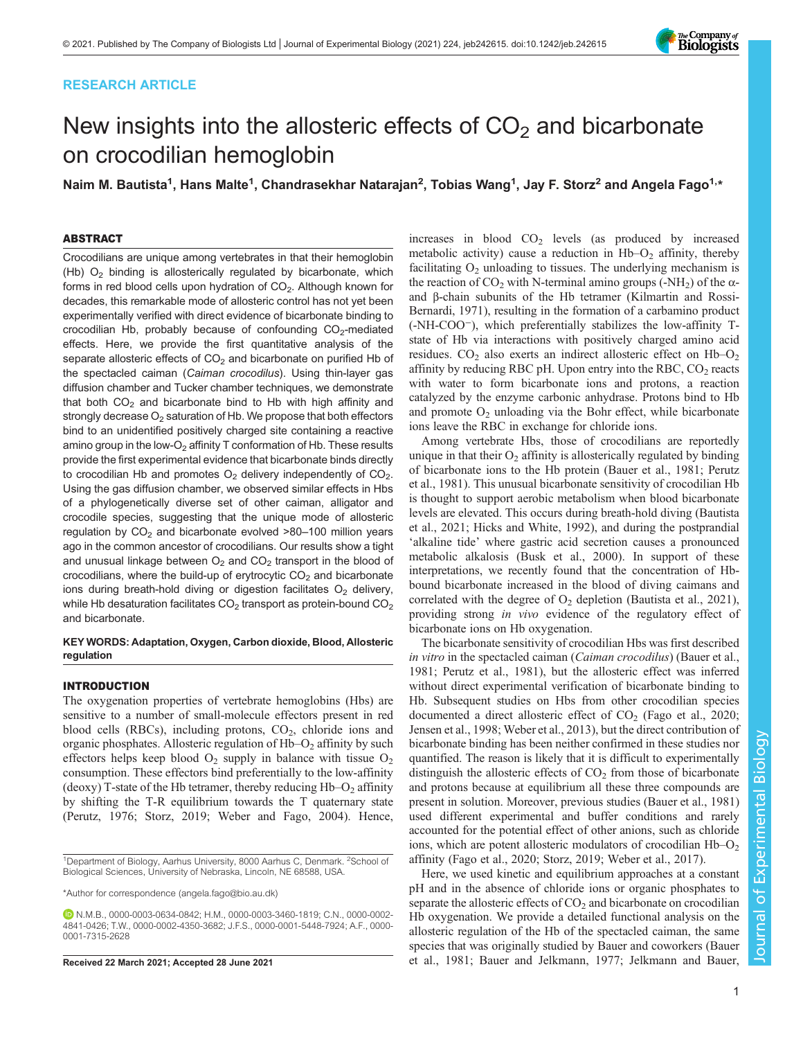RESEARCH ARTICLE

# New insights into the allosteric effects of $CO_2$ and bicarbonate on crocodilian hemoglobin

**Naim M. Bautista[1], Hans Malte[1], Chandrasekhar Natarajan[2], Tobias Wang[1], Jay F. Storz[2] and Angela Fago[1,*]**

## ABSTRACT

Crocodilians are unique among vertebrates in that their hemoglobin (Hb) $O_2$ binding is allosterically regulated by bicarbonate, which forms in red blood cells upon hydration of $CO_2$. Although known for decades, this remarkable mode of allosteric control has not yet been experimentally verified with direct evidence of bicarbonate binding to crocodilian Hb, probably because of confounding $CO_2$-mediated effects. Here, we provide the first quantitative analysis of the separate allosteric effects of $CO_2$ and bicarbonate on purified Hb of the spectacled caiman (*Caiman crocodilus*). Using thin-layer gas diffusion chamber and Tucker chamber techniques, we demonstrate that both $CO_2$ and bicarbonate bind to Hb with high affinity and strongly decrease $O_2$ saturation of Hb. We propose that both effectors bind to an unidentified positively charged site containing a reactive amino group in the low-$O_2$ affinity T conformation of Hb. These results provide the first experimental evidence that bicarbonate binds directly to crocodilian Hb and promotes $O_2$ delivery independently of $CO_2$. Using the gas diffusion chamber, we observed similar effects in Hbs of a phylogenetically diverse set of other caiman, alligator and crocodile species, suggesting that the unique mode of allosteric regulation by $CO_2$ and bicarbonate evolved >80–100 million years ago in the common ancestor of crocodilians. Our results show a tight and unusual linkage between $O_2$ and $CO_2$ transport in the blood of crocodilians, where the build-up of erytrocytic $CO_2$ and bicarbonate ions during breath-hold diving or digestion facilitates $O_2$ delivery, while Hb desaturation facilitates $CO_2$ transport as protein-bound $CO_2$ and bicarbonate.

**KEY WORDS: Adaptation, Oxygen, Carbon dioxide, Blood, Allosteric regulation**

## INTRODUCTION

The oxygenation properties of vertebrate hemoglobins (Hbs) are sensitive to a number of small-molecule effectors present in red blood cells (RBCs), including protons, $CO_2$, chloride ions and organic phosphates. Allosteric regulation of Hb–$O_2$ affinity by such effectors helps keep blood $O_2$ supply in balance with tissue $O_2$ consumption. These effectors bind preferentially to the low-affinity (deoxy) T-state of the Hb tetramer, thereby reducing Hb–$O_2$ affinity by shifting the T-R equilibrium towards the T quaternary state (Perutz, 1976; Storz, 2019; Weber and Fago, 2004). Hence, increases in blood $CO_2$ levels (as produced by increased metabolic activity) cause a reduction in Hb–$O_2$ affinity, thereby facilitating $O_2$ unloading to tissues. The underlying mechanism is the reaction of $CO_2$ with N-terminal amino groups (-$NH_2$) of the α- and β-chain subunits of the Hb tetramer (Kilmartin and Rossi-Bernardi, 1971), resulting in the formation of a carbamino product (-NH-$COO^−$), which preferentially stabilizes the low-affinity T-state of Hb via interactions with positively charged amino acid residues. $CO_2$ also exerts an indirect allosteric effect on Hb–$O_2$ affinity by reducing RBC pH. Upon entry into the RBC, $CO_2$ reacts with water to form bicarbonate ions and protons, a reaction catalyzed by the enzyme carbonic anhydrase. Protons bind to Hb and promote $O_2$ unloading via the Bohr effect, while bicarbonate ions leave the RBC in exchange for chloride ions.

Among vertebrate Hbs, those of crocodilians are reportedly unique in that their $O_2$ affinity is allosterically regulated by binding of bicarbonate ions to the Hb protein (Bauer et al., 1981; Perutz et al., 1981). This unusual bicarbonate sensitivity of crocodilian Hb is thought to support aerobic metabolism when blood bicarbonate levels are elevated. This occurs during breath-hold diving (Bautista et al., 2021; Hicks and White, 1992), and during the postprandial 'alkaline tide' where gastric acid secretion causes a pronounced metabolic alkalosis (Busk et al., 2000). In support of these interpretations, we recently found that the concentration of Hb-bound bicarbonate increased in the blood of diving caimans and correlated with the degree of $O_2$ depletion (Bautista et al., 2021), providing strong *in vivo* evidence of the regulatory effect of bicarbonate ions on Hb oxygenation.

The bicarbonate sensitivity of crocodilian Hbs was first described *in vitro* in the spectacled caiman (*Caiman crocodilus*) (Bauer et al., 1981; Perutz et al., 1981), but the allosteric effect was inferred without direct experimental verification of bicarbonate binding to Hb. Subsequent studies on Hbs from other crocodilian species documented a direct allosteric effect of $CO_2$ (Fago et al., 2020; Jensen et al., 1998; Weber et al., 2013), but the direct contribution of bicarbonate binding has been neither confirmed in these studies nor quantified. The reason is likely that it is difficult to experimentally distinguish the allosteric effects of $CO_2$ from those of bicarbonate and protons because at equilibrium all these three compounds are present in solution. Moreover, previous studies (Bauer et al., 1981) used different experimental and buffer conditions and rarely accounted for the potential effect of other anions, such as chloride ions, which are potent allosteric modulators of crocodilian Hb–$O_2$ affinity (Fago et al., 2020; Storz, 2019; Weber et al., 2017).

Here, we used kinetic and equilibrium approaches at a constant pH and in the absence of chloride ions or organic phosphates to separate the allosteric effects of $CO_2$ and bicarbonate on crocodilian Hb oxygenation. We provide a detailed functional analysis on the allosteric regulation of the Hb of the spectacled caiman, the same species that was originally studied by Bauer and coworkers (Bauer et al., 1981; Bauer and Jelkmann, 1977; Jelkmann and Bauer,

[1]Department of Biology, Aarhus University, 8000 Aarhus C, Denmark. [2]School of Biological Sciences, University of Nebraska, Lincoln, NE 68588, USA.

*Author for correspondence (angela.fago@bio.au.dk)

N.M.B., 0000-0003-0634-0842; H.M., 0000-0003-3460-1819; C.N., 0000-0002-4841-0426; T.W., 0000-0002-4350-3682; J.F.S., 0000-0001-5448-7924; A.F., 0000-0001-7315-2628

**Received 22 March 2021; Accepted 28 June 2021**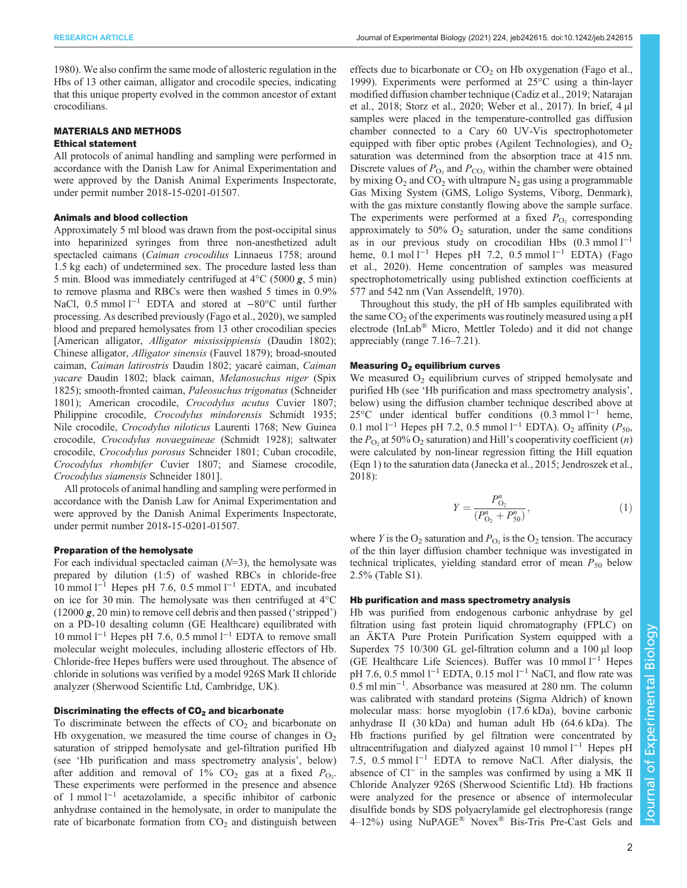1980). We also confirm the same mode of allosteric regulation in the Hbs of 13 other caiman, alligator and crocodile species, indicating that this unique property evolved in the common ancestor of extant crocodilians.

## MATERIALS AND METHODS

### Ethical statement

All protocols of animal handling and sampling were performed in accordance with the Danish Law for Animal Experimentation and were approved by the Danish Animal Experiments Inspectorate, under permit number 2018-15-0201-01507.

### Animals and blood collection

Approximately 5 ml blood was drawn from the post-occipital sinus into heparinized syringes from three non-anesthetized adult spectacled caimans (*Caiman crocodilus* Linnaeus 1758; around 1.5 kg each) of undetermined sex. The procedure lasted less than 5 min. Blood was immediately centrifuged at 4°C (5000 ***g***, 5 min) to remove plasma and RBCs were then washed 5 times in 0.9% NaCl, 0.5 mmol $l^{-1}$ EDTA and stored at −80°C until further processing. As described previously (Fago et al., 2020), we sampled blood and prepared hemolysates from 13 other crocodilian species [American alligator, *Alligator mississippiensis* (Daudin 1802); Chinese alligator, *Alligator sinensis* (Fauvel 1879); broad-snouted caiman, *Caiman latirostris* Daudin 1802; yacaré caiman, *Caiman yacare* Daudin 1802; black caiman, *Melanosuchus niger* (Spix 1825); smooth-fronted caiman, *Paleosuchus trigonatus* (Schneider 1801); American crocodile, *Crocodylus acutus* Cuvier 1807; Philippine crocodile, *Crocodylus mindorensis* Schmidt 1935; Nile crocodile, *Crocodylus niloticus* Laurenti 1768; New Guinea crocodile, *Crocodylus novaeguineae* (Schmidt 1928); saltwater crocodile, *Crocodylus porosus* Schneider 1801; Cuban crocodile, *Crocodylus rhombifer* Cuvier 1807; and Siamese crocodile, *Crocodylus siamensis* Schneider 1801].

All protocols of animal handling and sampling were performed in accordance with the Danish Law for Animal Experimentation and were approved by the Danish Animal Experiments Inspectorate, under permit number 2018-15-0201-01507.

### Preparation of the hemolysate

For each individual spectacled caiman ($N$=3), the hemolysate was prepared by dilution (1:5) of washed RBCs in chloride-free 10 mmol $l^{-1}$ Hepes pH 7.6, 0.5 mmol $l^{-1}$ EDTA, and incubated on ice for 30 min. The hemolysate was then centrifuged at 4°C (12000 ***g***, 20 min) to remove cell debris and then passed ('stripped') on a PD-10 desalting column (GE Healthcare) equilibrated with 10 mmol $l^{-1}$ Hepes pH 7.6, 0.5 mmol $l^{-1}$ EDTA to remove small molecular weight molecules, including allosteric effectors of Hb. Chloride-free Hepes buffers were used throughout. The absence of chloride in solutions was verified by a model 926S Mark II chloride analyzer (Sherwood Scientific Ltd, Cambridge, UK).

### Discriminating the effects of $CO_2$ and bicarbonate

To discriminate between the effects of $CO_2$ and bicarbonate on Hb oxygenation, we measured the time course of changes in $O_2$ saturation of stripped hemolysate and gel-filtration purified Hb (see 'Hb purification and mass spectrometry analysis', below) after addition and removal of 1% $CO_2$ gas at a fixed $P_{O_2}$. These experiments were performed in the presence and absence of 1 mmol $l^{-1}$ acetazolamide, a specific inhibitor of carbonic anhydrase contained in the hemolysate, in order to manipulate the rate of bicarbonate formation from $CO_2$ and distinguish between effects due to bicarbonate or $CO_2$ on Hb oxygenation (Fago et al., 1999). Experiments were performed at 25°C using a thin-layer modified diffusion chamber technique (Cadiz et al., 2019; Natarajan et al., 2018; Storz et al., 2020; Weber et al., 2017). In brief, 4 µl samples were placed in the temperature-controlled gas diffusion chamber connected to a Cary 60 UV-Vis spectrophotometer equipped with fiber optic probes (Agilent Technologies), and $O_2$ saturation was determined from the absorption trace at 415 nm. Discrete values of $P_{O_2}$ and $P_{CO_2}$ within the chamber were obtained by mixing $O_2$ and $CO_2$ with ultrapure $N_2$ gas using a programmable Gas Mixing System (GMS, Loligo Systems, Viborg, Denmark), with the gas mixture constantly flowing above the sample surface. The experiments were performed at a fixed $P_{O_2}$ corresponding approximately to 50% $O_2$ saturation, under the same conditions as in our previous study on crocodilian Hbs (0.3 mmol $l^{-1}$ heme, 0.1 mol $l^{-1}$ Hepes pH 7.2, 0.5 mmol $l^{-1}$ EDTA) (Fago et al., 2020). Heme concentration of samples was measured spectrophotometrically using published extinction coefficients at 577 and 542 nm (Van Assendelft, 1970).

Throughout this study, the pH of Hb samples equilibrated with the same $CO_2$ of the experiments was routinely measured using a pH electrode (InLab® Micro, Mettler Toledo) and it did not change appreciably (range 7.16–7.21).

### Measuring $O_2$ equilibrium curves

We measured $O_2$ equilibrium curves of stripped hemolysate and purified Hb (see 'Hb purification and mass spectrometry analysis', below) using the diffusion chamber technique described above at 25°C under identical buffer conditions (0.3 mmol $l^{-1}$ heme, 0.1 mol $l^{-1}$ Hepes pH 7.2, 0.5 mmol $l^{-1}$ EDTA). $O_2$ affinity ($P_{50}$, the $P_{O_2}$ at 50% $O_2$ saturation) and Hill's cooperativity coefficient ($n$) were calculated by non-linear regression fitting the Hill equation (Eqn 1) to the saturation data (Janecka et al., 2015; Jendroszek et al., 2018):

$$Y = \frac{P_{O_2}^n}{(P_{O_2}^n + P_{50}^n)}, \tag{1}$$

where $Y$ is the $O_2$ saturation and $P_{O_2}$ is the $O_2$ tension. The accuracy of the thin layer diffusion chamber technique was investigated in technical triplicates, yielding standard error of mean $P_{50}$ below 2.5% (Table S1).

### Hb purification and mass spectrometry analysis

Hb was purified from endogenous carbonic anhydrase by gel filtration using fast protein liquid chromatography (FPLC) on an ÄKTA Pure Protein Purification System equipped with a Superdex 75 10/300 GL gel-filtration column and a 100 µl loop (GE Healthcare Life Sciences). Buffer was 10 mmol $l^{-1}$ Hepes pH 7.6, 0.5 mmol $l^{-1}$ EDTA, 0.15 mol $l^{-1}$ NaCl, and flow rate was 0.5 ml $min^{-1}$. Absorbance was measured at 280 nm. The column was calibrated with standard proteins (Sigma Aldrich) of known molecular mass: horse myoglobin (17.6 kDa), bovine carbonic anhydrase II (30 kDa) and human adult Hb (64.6 kDa). The Hb fractions purified by gel filtration were concentrated by ultracentrifugation and dialyzed against 10 mmol $l^{-1}$ Hepes pH 7.5, 0.5 mmol $l^{-1}$ EDTA to remove NaCl. After dialysis, the absence of $Cl^-$ in the samples was confirmed by using a MK II Chloride Analyzer 926S (Sherwood Scientific Ltd). Hb fractions were analyzed for the presence or absence of intermolecular disulfide bonds by SDS polyacrylamide gel electrophoresis (range 4–12%) using NuPAGE® Novex® Bis-Tris Pre-Cast Gels and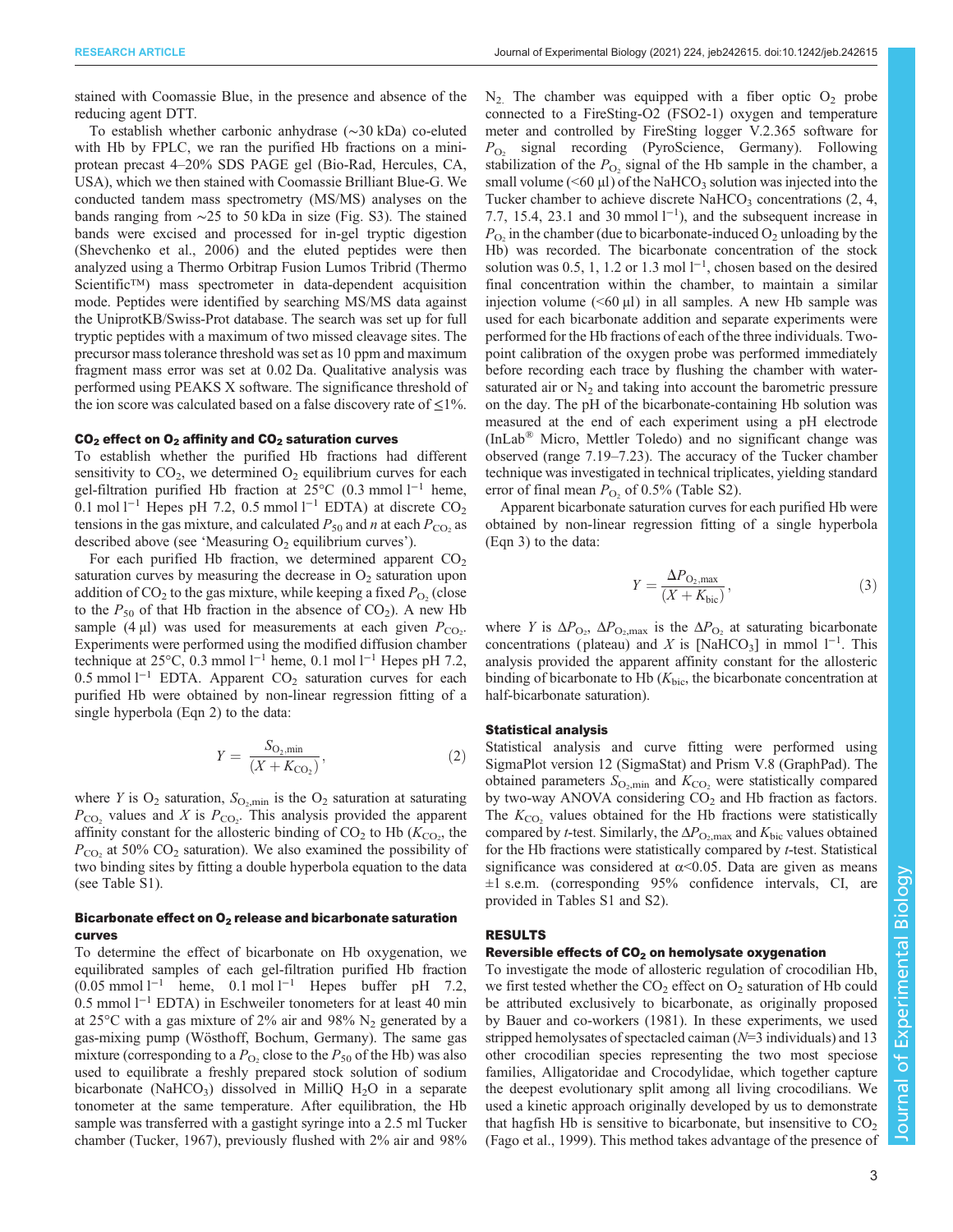stained with Coomassie Blue, in the presence and absence of the reducing agent DTT.

To establish whether carbonic anhydrase (~30 kDa) co-eluted with Hb by FPLC, we ran the purified Hb fractions on a mini-protean precast 4–20% SDS PAGE gel (Bio-Rad, Hercules, CA, USA), which we then stained with Coomassie Brilliant Blue-G. We conducted tandem mass spectrometry (MS/MS) analyses on the bands ranging from ~25 to 50 kDa in size (Fig. S3). The stained bands were excised and processed for in-gel tryptic digestion (Shevchenko et al., 2006) and the eluted peptides were then analyzed using a Thermo Orbitrap Fusion Lumos Tribrid (Thermo Scientific™) mass spectrometer in data-dependent acquisition mode. Peptides were identified by searching MS/MS data against the UniprotKB/Swiss-Prot database. The search was set up for full tryptic peptides with a maximum of two missed cleavage sites. The precursor mass tolerance threshold was set as 10 ppm and maximum fragment mass error was set at 0.02 Da. Qualitative analysis was performed using PEAKS X software. The significance threshold of the ion score was calculated based on a false discovery rate of ≤1%.

### $CO_2$ effect on $O_2$ affinity and $CO_2$ saturation curves

To establish whether the purified Hb fractions had different sensitivity to $CO_2$, we determined $O_2$ equilibrium curves for each gel-filtration purified Hb fraction at 25°C (0.3 mmol $l^{-1}$ heme, 0.1 mol $l^{-1}$ Hepes pH 7.2, 0.5 mmol $l^{-1}$ EDTA) at discrete $CO_2$ tensions in the gas mixture, and calculated $P_{50}$ and $n$ at each $P_{CO_2}$ as described above (see 'Measuring $O_2$ equilibrium curves').

For each purified Hb fraction, we determined apparent $CO_2$ saturation curves by measuring the decrease in $O_2$ saturation upon addition of $CO_2$ to the gas mixture, while keeping a fixed $P_{O_2}$ (close to the $P_{50}$ of that Hb fraction in the absence of $CO_2$). A new Hb sample (4 µl) was used for measurements at each given $P_{CO_2}$. Experiments were performed using the modified diffusion chamber technique at 25°C, 0.3 mmol $l^{-1}$ heme, 0.1 mol $l^{-1}$ Hepes pH 7.2, 0.5 mmol $l^{-1}$ EDTA. Apparent $CO_2$ saturation curves for each purified Hb were obtained by non-linear regression fitting of a single hyperbola (Eqn 2) to the data:

$$Y = \frac{S_{O_2,\min}}{(X + K_{CO_2})}, \tag{2}$$

where $Y$ is $O_2$ saturation, $S_{O_2,\min}$ is the $O_2$ saturation at saturating $P_{CO_2}$ values and $X$ is $P_{CO_2}$. This analysis provided the apparent affinity constant for the allosteric binding of $CO_2$ to Hb ($K_{CO_2}$, the $P_{CO_2}$ at 50% $CO_2$ saturation). We also examined the possibility of two binding sites by fitting a double hyperbola equation to the data (see Table S1).

### Bicarbonate effect on $O_2$ release and bicarbonate saturation curves

To determine the effect of bicarbonate on Hb oxygenation, we equilibrated samples of each gel-filtration purified Hb fraction (0.05 mmol $l^{-1}$ heme, 0.1 mol $l^{-1}$ Hepes buffer pH 7.2, 0.5 mmol $l^{-1}$ EDTA) in Eschweiler tonometers for at least 40 min at 25°C with a gas mixture of 2% air and 98% $N_2$ generated by a gas-mixing pump (Wösthoff, Bochum, Germany). The same gas mixture (corresponding to a $P_{O_2}$ close to the $P_{50}$ of the Hb) was also used to equilibrate a freshly prepared stock solution of sodium bicarbonate ($NaHCO_3$) dissolved in MilliQ $H_2O$ in a separate tonometer at the same temperature. After equilibration, the Hb sample was transferred with a gastight syringe into a 2.5 ml Tucker chamber (Tucker, 1967), previously flushed with 2% air and 98% $N_2$. The chamber was equipped with a fiber optic $O_2$ probe connected to a FireSting-O2 (FSO2-1) oxygen and temperature meter and controlled by FireSting logger V.2.365 software for $P_{O_2}$ signal recording (PyroScience, Germany). Following stabilization of the $P_{O_2}$ signal of the Hb sample in the chamber, a small volume (<60 µl) of the $NaHCO_3$ solution was injected into the Tucker chamber to achieve discrete $NaHCO_3$ concentrations (2, 4, 7.7, 15.4, 23.1 and 30 mmol $l^{-1}$), and the subsequent increase in $P_{O_2}$ in the chamber (due to bicarbonate-induced $O_2$ unloading by the Hb) was recorded. The bicarbonate concentration of the stock solution was 0.5, 1, 1.2 or 1.3 mol $l^{-1}$, chosen based on the desired final concentration within the chamber, to maintain a similar injection volume (<60 µl) in all samples. A new Hb sample was used for each bicarbonate addition and separate experiments were performed for the Hb fractions of each of the three individuals. Two-point calibration of the oxygen probe was performed immediately before recording each trace by flushing the chamber with water-saturated air or $N_2$ and taking into account the barometric pressure on the day. The pH of the bicarbonate-containing Hb solution was measured at the end of each experiment using a pH electrode (InLab® Micro, Mettler Toledo) and no significant change was observed (range 7.19–7.23). The accuracy of the Tucker chamber technique was investigated in technical triplicates, yielding standard error of final mean $P_{O_2}$ of 0.5% (Table S2).

Apparent bicarbonate saturation curves for each purified Hb were obtained by non-linear regression fitting of a single hyperbola (Eqn 3) to the data:

$$Y = \frac{\Delta P_{O_2,\max}}{(X + K_{bic})}, \tag{3}$$

where $Y$ is $\Delta P_{O_2}$, $\Delta P_{O_2,\max}$ is the $\Delta P_{O_2}$ at saturating bicarbonate concentrations (plateau) and $X$ is [$NaHCO_3$] in mmol $l^{-1}$. This analysis provided the apparent affinity constant for the allosteric binding of bicarbonate to Hb ($K_{bic}$, the bicarbonate concentration at half-bicarbonate saturation).

### Statistical analysis

Statistical analysis and curve fitting were performed using SigmaPlot version 12 (SigmaStat) and Prism V.8 (GraphPad). The obtained parameters $S_{O_2,\min}$ and $K_{CO_2}$ were statistically compared by two-way ANOVA considering $CO_2$ and Hb fraction as factors. The $K_{CO_2}$ values obtained for the Hb fractions were statistically compared by $t$-test. Similarly, the $\Delta P_{O_2,\max}$ and $K_{bic}$ values obtained for the Hb fractions were statistically compared by $t$-test. Statistical significance was considered at $\alpha<0.05$. Data are given as means ±1 s.e.m. (corresponding 95% confidence intervals, CI, are provided in Tables S1 and S2).

## RESULTS

### Reversible effects of $CO_2$ on hemolysate oxygenation

To investigate the mode of allosteric regulation of crocodilian Hb, we first tested whether the $CO_2$ effect on $O_2$ saturation of Hb could be attributed exclusively to bicarbonate, as originally proposed by Bauer and co-workers (1981). In these experiments, we used stripped hemolysates of spectacled caiman ($N$=3 individuals) and 13 other crocodilian species representing the two most speciose families, Alligatoridae and Crocodylidae, which together capture the deepest evolutionary split among all living crocodilians. We used a kinetic approach originally developed by us to demonstrate that hagfish Hb is sensitive to bicarbonate, but insensitive to $CO_2$ (Fago et al., 1999). This method takes advantage of the presence of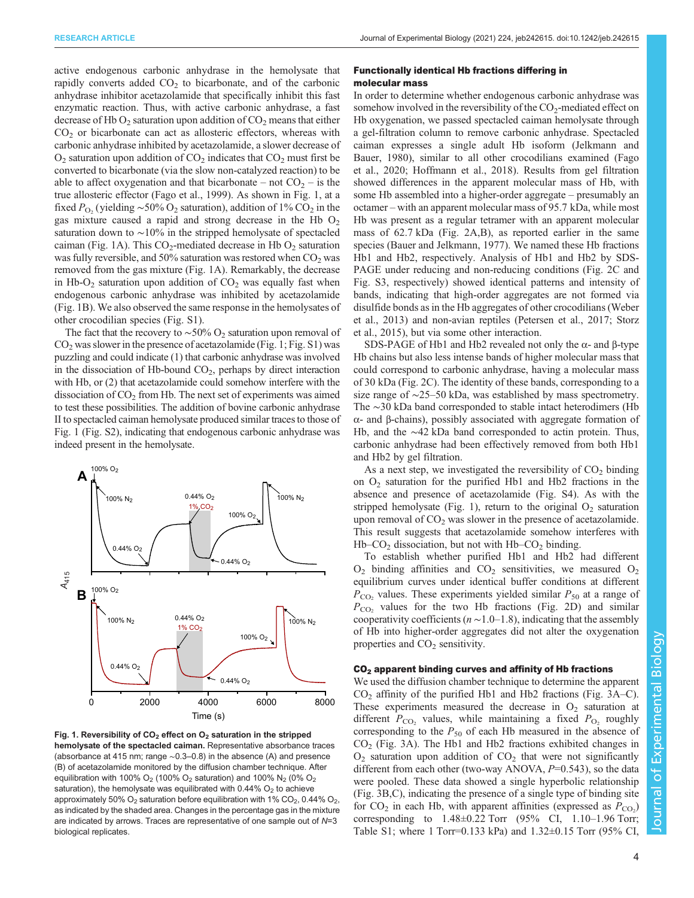active endogenous carbonic anhydrase in the hemolysate that rapidly converts added $CO_2$ to bicarbonate, and of the carbonic anhydrase inhibitor acetazolamide that specifically inhibit this fast enzymatic reaction. Thus, with active carbonic anhydrase, a fast decrease of Hb $O_2$ saturation upon addition of $CO_2$ means that either $CO_2$ or bicarbonate can act as allosteric effectors, whereas with carbonic anhydrase inhibited by acetazolamide, a slower decrease of $O_2$ saturation upon addition of $CO_2$ indicates that $CO_2$ must first be converted to bicarbonate (via the slow non-catalyzed reaction) to be able to affect oxygenation and that bicarbonate – not $CO_2$ – is the true allosteric effector (Fago et al., 1999). As shown in Fig. 1, at a fixed $P_{O_2}$ (yielding ∼50% $O_2$ saturation), addition of 1% $CO_2$ in the gas mixture caused a rapid and strong decrease in the Hb $O_2$ saturation down to ∼10% in the stripped hemolysate of spectacled caiman (Fig. 1A). This $CO_2$-mediated decrease in Hb $O_2$ saturation was fully reversible, and 50% saturation was restored when $CO_2$ was removed from the gas mixture (Fig. 1A). Remarkably, the decrease in Hb-$O_2$ saturation upon addition of $CO_2$ was equally fast when endogenous carbonic anhydrase was inhibited by acetazolamide (Fig. 1B). We also observed the same response in the hemolysates of other crocodilian species (Fig. S1).

The fact that the recovery to ∼50% $O_2$ saturation upon removal of $CO_2$ was slower in the presence of acetazolamide (Fig. 1; Fig. S1) was puzzling and could indicate (1) that carbonic anhydrase was involved in the dissociation of Hb-bound $CO_2$, perhaps by direct interaction with Hb, or (2) that acetazolamide could somehow interfere with the dissociation of $CO_2$ from Hb. The next set of experiments was aimed to test these possibilities. The addition of bovine carbonic anhydrase II to spectacled caiman hemolysate produced similar traces to those of Fig. 1 (Fig. S2), indicating that endogenous carbonic anhydrase was indeed present in the hemolysate.

**Fig. 1. Reversibility of $CO_2$ effect on $O_2$ saturation in the stripped hemolysate of the spectacled caiman.** Representative absorbance traces (absorbance at 415 nm; range ∼0.3–0.8) in the absence (A) and presence (B) of acetazolamide monitored by the diffusion chamber technique. After equilibration with 100% $O_2$ (100% $O_2$ saturation) and 100% $N_2$ (0% $O_2$ saturation), the hemolysate was equilibrated with 0.44% $O_2$ to achieve approximately 50% $O_2$ saturation before equilibration with 1% $CO_2$, 0.44% $O_2$, as indicated by the shaded area. Changes in the percentage gas in the mixture are indicated by arrows. Traces are representative of one sample out of $N$=3 biological replicates.

### Functionally identical Hb fractions differing in molecular mass

In order to determine whether endogenous carbonic anhydrase was somehow involved in the reversibility of the $CO_2$-mediated effect on Hb oxygenation, we passed spectacled caiman hemolysate through a gel-filtration column to remove carbonic anhydrase. Spectacled caiman expresses a single adult Hb isoform (Jelkmann and Bauer, 1980), similar to all other crocodilians examined (Fago et al., 2020; Hoffmann et al., 2018). Results from gel filtration showed differences in the apparent molecular mass of Hb, with some Hb assembled into a higher-order aggregate – presumably an octamer – with an apparent molecular mass of 95.7 kDa, while most Hb was present as a regular tetramer with an apparent molecular mass of 62.7 kDa (Fig. 2A,B), as reported earlier in the same species (Bauer and Jelkmann, 1977). We named these Hb fractions Hb1 and Hb2, respectively. Analysis of Hb1 and Hb2 by SDS-PAGE under reducing and non-reducing conditions (Fig. 2C and Fig. S3, respectively) showed identical patterns and intensity of bands, indicating that high-order aggregates are not formed via disulfide bonds as in the Hb aggregates of other crocodilians (Weber et al., 2013) and non-avian reptiles (Petersen et al., 2017; Storz et al., 2015), but via some other interaction.

SDS-PAGE of Hb1 and Hb2 revealed not only the α- and β-type Hb chains but also less intense bands of higher molecular mass that could correspond to carbonic anhydrase, having a molecular mass of 30 kDa (Fig. 2C). The identity of these bands, corresponding to a size range of ∼25–50 kDa, was established by mass spectrometry. The ∼30 kDa band corresponded to stable intact heterodimers (Hb α- and β-chains), possibly associated with aggregate formation of Hb, and the ∼42 kDa band corresponded to actin protein. Thus, carbonic anhydrase had been effectively removed from both Hb1 and Hb2 by gel filtration.

As a next step, we investigated the reversibility of $CO_2$ binding on $O_2$ saturation for the purified Hb1 and Hb2 fractions in the absence and presence of acetazolamide (Fig. S4). As with the stripped hemolysate (Fig. 1), return to the original $O_2$ saturation upon removal of $CO_2$ was slower in the presence of acetazolamide. This result suggests that acetazolamide somehow interferes with Hb–$CO_2$ dissociation, but not with Hb–$CO_2$ binding.

To establish whether purified Hb1 and Hb2 had different $O_2$ binding affinities and $CO_2$ sensitivities, we measured $O_2$ equilibrium curves under identical buffer conditions at different $P_{CO_2}$ values. These experiments yielded similar $P_{50}$ at a range of $P_{CO_2}$ values for the two Hb fractions (Fig. 2D) and similar cooperativity coefficients ($n$ ∼1.0–1.8), indicating that the assembly of Hb into higher-order aggregates did not alter the oxygenation properties and $CO_2$ sensitivity.

### $CO_2$ apparent binding curves and affinity of Hb fractions

We used the diffusion chamber technique to determine the apparent $CO_2$ affinity of the purified Hb1 and Hb2 fractions (Fig. 3A–C). These experiments measured the decrease in $O_2$ saturation at different $P_{CO_2}$ values, while maintaining a fixed $P_{O_2}$ roughly corresponding to the $P_{50}$ of each Hb measured in the absence of $CO_2$ (Fig. 3A). The Hb1 and Hb2 fractions exhibited changes in $O_2$ saturation upon addition of $CO_2$ that were not significantly different from each other (two-way ANOVA, $P$=0.543), so the data were pooled. These data showed a single hyperbolic relationship (Fig. 3B,C), indicating the presence of a single type of binding site for $CO_2$ in each Hb, with apparent affinities (expressed as $P_{CO_2}$) corresponding to 1.48±0.22 Torr (95% CI, 1.10–1.96 Torr; Table S1; where 1 Torr=0.133 kPa) and 1.32±0.15 Torr (95% CI,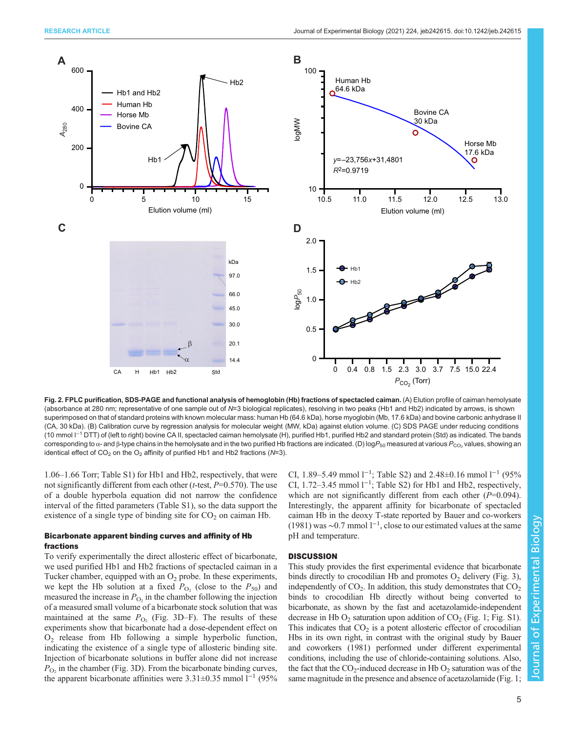**Fig. 2. FPLC purification, SDS-PAGE and functional analysis of hemoglobin (Hb) fractions of spectacled caiman.** (A) Elution profile of caiman hemolysate (absorbance at 280 nm; representative of one sample out of $N$=3 biological replicates), resolving in two peaks (Hb1 and Hb2) indicated by arrows, is shown superimposed on that of standard proteins with known molecular mass: human Hb (64.6 kDa), horse myoglobin (Mb, 17.6 kDa) and bovine carbonic anhydrase II (CA, 30 kDa). (B) Calibration curve by regression analysis for molecular weight (MW, kDa) against elution volume. (C) SDS PAGE under reducing conditions (10 mmol l$^{-1}$ DTT) of (left to right) bovine CA II, spectacled caiman hemolysate (H), purified Hb1, purified Hb2 and standard protein (Std) as indicated. The bands corresponding to α- and β-type chains in the hemolysate and in the two purified Hb fractions are indicated. (D) log$P_{50}$ measured at various $P_{CO_2}$ values, showing an identical effect of $CO_2$ on the $O_2$ affinity of purified Hb1 and Hb2 fractions ($N$=3).

1.06–1.66 Torr; Table S1) for Hb1 and Hb2, respectively, that were not significantly different from each other ($t$-test, $P$=0.570). The use of a double hyperbola equation did not narrow the confidence interval of the fitted parameters (Table S1), so the data support the existence of a single type of binding site for $CO_2$ on caiman Hb.

### Bicarbonate apparent binding curves and affinity of Hb fractions

To verify experimentally the direct allosteric effect of bicarbonate, we used purified Hb1 and Hb2 fractions of spectacled caiman in a Tucker chamber, equipped with an $O_2$ probe. In these experiments, we kept the Hb solution at a fixed $P_{O_2}$ (close to the $P_{50}$) and measured the increase in $P_{O_2}$ in the chamber following the injection of a measured small volume of a bicarbonate stock solution that was maintained at the same $P_{O_2}$ (Fig. 3D–F). The results of these experiments show that bicarbonate had a dose-dependent effect on $O_2$ release from Hb following a simple hyperbolic function, indicating the existence of a single type of allosteric binding site. Injection of bicarbonate solutions in buffer alone did not increase $P_{O_2}$ in the chamber (Fig. 3D). From the bicarbonate binding curves, the apparent bicarbonate affinities were 3.31±0.35 mmol l$^{-1}$ (95% CI, 1.89–5.49 mmol l$^{-1}$; Table S2) and 2.48±0.16 mmol l$^{-1}$ (95% CI, 1.72–3.45 mmol l$^{-1}$; Table S2) for Hb1 and Hb2, respectively, which are not significantly different from each other ($P$=0.094). Interestingly, the apparent affinity for bicarbonate of spectacled caiman Hb in the deoxy T-state reported by Bauer and co-workers (1981) was ~0.7 mmol l$^{-1}$, close to our estimated values at the same pH and temperature.

## DISCUSSION

This study provides the first experimental evidence that bicarbonate binds directly to crocodilian Hb and promotes $O_2$ delivery (Fig. 3), independently of $CO_2$. In addition, this study demonstrates that $CO_2$ binds to crocodilian Hb directly without being converted to bicarbonate, as shown by the fast and acetazolamide-independent decrease in Hb $O_2$ saturation upon addition of $CO_2$ (Fig. 1; Fig. S1). This indicates that $CO_2$ is a potent allosteric effector of crocodilian Hbs in its own right, in contrast with the original study by Bauer and coworkers (1981) performed under different experimental conditions, including the use of chloride-containing solutions. Also, the fact that the $CO_2$-induced decrease in Hb $O_2$ saturation was of the same magnitude in the presence and absence of acetazolamide (Fig. 1;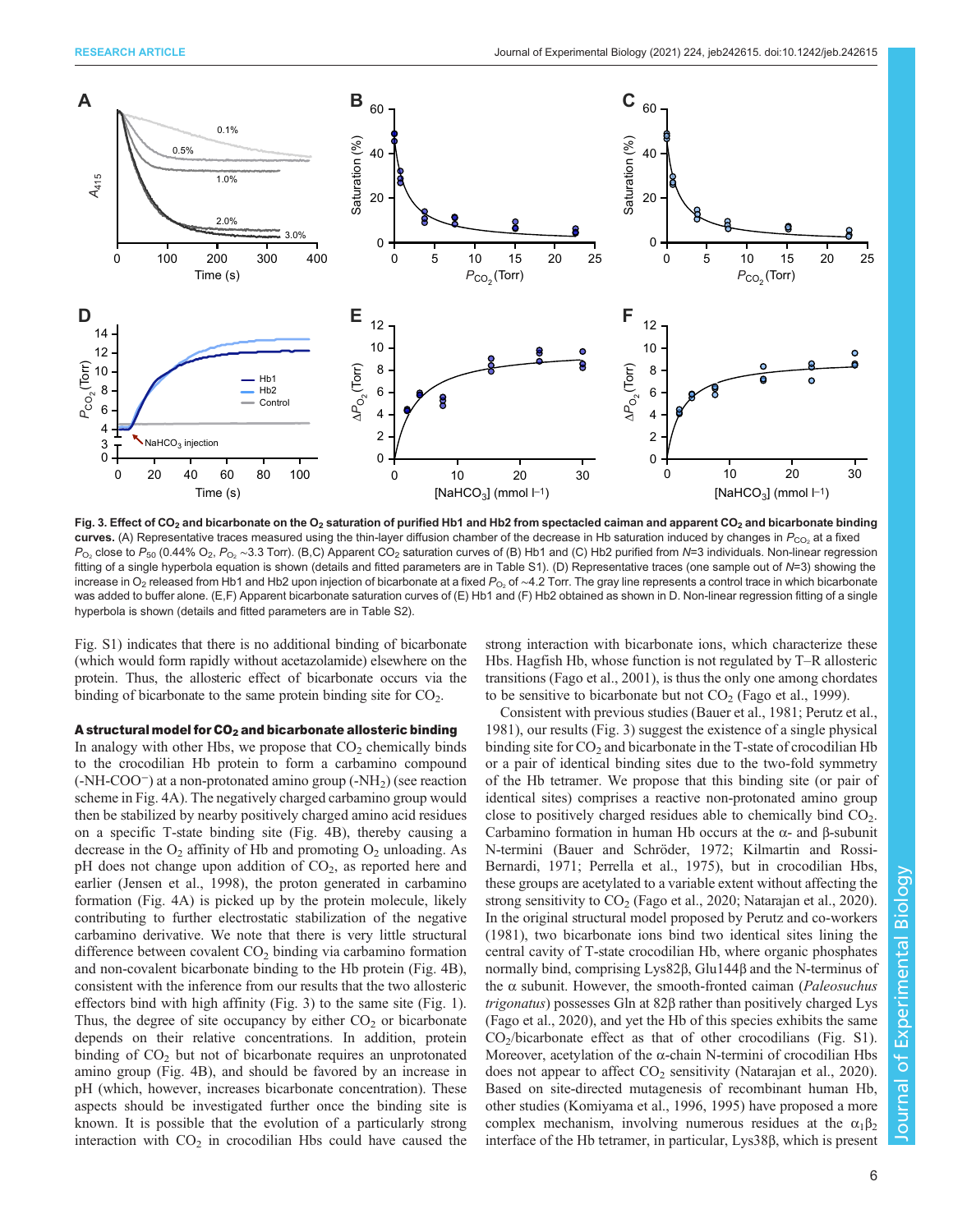**Fig. 3. Effect of $CO_2$ and bicarbonate on the $O_2$ saturation of purified Hb1 and Hb2 from spectacled caiman and apparent $CO_2$ and bicarbonate binding curves.** (A) Representative traces measured using the thin-layer diffusion chamber of the decrease in Hb saturation induced by changes in $P_{CO_2}$ at a fixed $P_{O_2}$ close to $P_{50}$ (0.44% $O_2$, $P_{O_2}$ ∼3.3 Torr). (B,C) Apparent $CO_2$ saturation curves of (B) Hb1 and (C) Hb2 purified from $N$=3 individuals. Non-linear regression fitting of a single hyperbola equation is shown (details and fitted parameters are in Table S1). (D) Representative traces (one sample out of $N$=3) showing the increase in $O_2$ released from Hb1 and Hb2 upon injection of bicarbonate at a fixed $P_{O_2}$ of ∼4.2 Torr. The gray line represents a control trace in which bicarbonate was added to buffer alone. (E,F) Apparent bicarbonate saturation curves of (E) Hb1 and (F) Hb2 obtained as shown in D. Non-linear regression fitting of a single hyperbola is shown (details and fitted parameters are in Table S2).

Fig. S1) indicates that there is no additional binding of bicarbonate (which would form rapidly without acetazolamide) elsewhere on the protein. Thus, the allosteric effect of bicarbonate occurs via the binding of bicarbonate to the same protein binding site for $CO_2$.

### A structural model for $CO_2$ and bicarbonate allosteric binding

In analogy with other Hbs, we propose that $CO_2$ chemically binds to the crocodilian Hb protein to form a carbamino compound (-NH-COO−) at a non-protonated amino group (-$NH_2$) (see reaction scheme in Fig. 4A). The negatively charged carbamino group would then be stabilized by nearby positively charged amino acid residues on a specific T-state binding site (Fig. 4B), thereby causing a decrease in the $O_2$ affinity of Hb and promoting $O_2$ unloading. As pH does not change upon addition of $CO_2$, as reported here and earlier (Jensen et al., 1998), the proton generated in carbamino formation (Fig. 4A) is picked up by the protein molecule, likely contributing to further electrostatic stabilization of the negative carbamino derivative. We note that there is very little structural difference between covalent $CO_2$ binding via carbamino formation and non-covalent bicarbonate binding to the Hb protein (Fig. 4B), consistent with the inference from our results that the two allosteric effectors bind with high affinity (Fig. 3) to the same site (Fig. 1). Thus, the degree of site occupancy by either $CO_2$ or bicarbonate depends on their relative concentrations. In addition, protein binding of $CO_2$ but not of bicarbonate requires an unprotonated amino group (Fig. 4B), and should be favored by an increase in pH (which, however, increases bicarbonate concentration). These aspects should be investigated further once the binding site is known. It is possible that the evolution of a particularly strong interaction with $CO_2$ in crocodilian Hbs could have caused the strong interaction with bicarbonate ions, which characterize these Hbs. Hagfish Hb, whose function is not regulated by T–R allosteric transitions (Fago et al., 2001), is thus the only one among chordates to be sensitive to bicarbonate but not $CO_2$ (Fago et al., 1999).

Consistent with previous studies (Bauer et al., 1981; Perutz et al., 1981), our results (Fig. 3) suggest the existence of a single physical binding site for $CO_2$ and bicarbonate in the T-state of crocodilian Hb or a pair of identical binding sites due to the two-fold symmetry of the Hb tetramer. We propose that this binding site (or pair of identical sites) comprises a reactive non-protonated amino group close to positively charged residues able to chemically bind $CO_2$. Carbamino formation in human Hb occurs at the α- and β-subunit N-termini (Bauer and Schröder, 1972; Kilmartin and Rossi-Bernardi, 1971; Perrella et al., 1975), but in crocodilian Hbs, these groups are acetylated to a variable extent without affecting the strong sensitivity to $CO_2$ (Fago et al., 2020; Natarajan et al., 2020). In the original structural model proposed by Perutz and co-workers (1981), two bicarbonate ions bind two identical sites lining the central cavity of T-state crocodilian Hb, where organic phosphates normally bind, comprising Lys82β, Glu144β and the N-terminus of the α subunit. However, the smooth-fronted caiman (*Paleosuchus trigonatus*) possesses Gln at 82β rather than positively charged Lys (Fago et al., 2020), and yet the Hb of this species exhibits the same $CO_2$/bicarbonate effect as that of other crocodilians (Fig. S1). Moreover, acetylation of the α-chain N-termini of crocodilian Hbs does not appear to affect $CO_2$ sensitivity (Natarajan et al., 2020). Based on site-directed mutagenesis of recombinant human Hb, other studies (Komiyama et al., 1996, 1995) have proposed a more complex mechanism, involving numerous residues at the $\alpha_1\beta_2$ interface of the Hb tetramer, in particular, Lys38β, which is present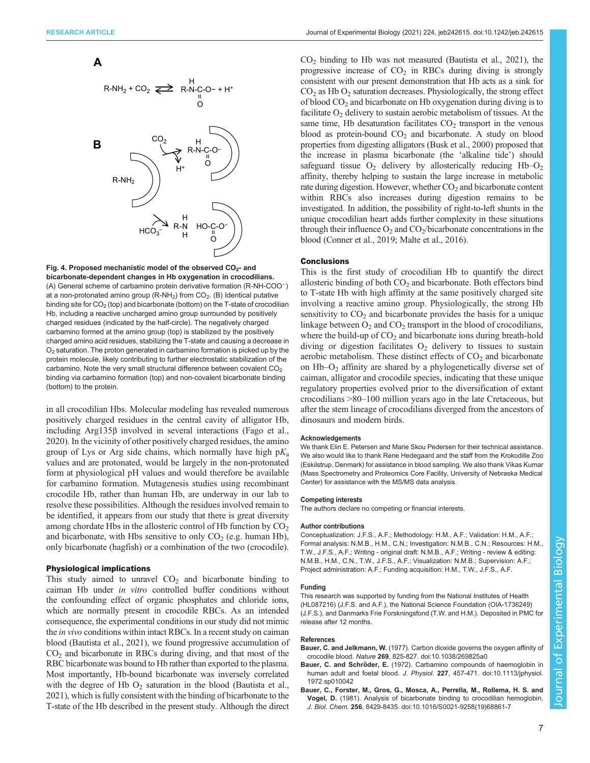**Fig. 4. Proposed mechanistic model of the observed $CO_2$- and bicarbonate-dependent changes in Hb oxygenation in crocodilians.** (A) General scheme of carbamino protein derivative formation (R-NH-COO⁻) at a non-protonated amino group ($R\text{-}NH_2$) from $CO_2$. (B) Identical putative binding site for $CO_2$ (top) and bicarbonate (bottom) on the T-state of crocodilian Hb, including a reactive uncharged amino group surrounded by positively charged residues (indicated by the half-circle). The negatively charged carbamino formed at the amino group (top) is stabilized by the positively charged amino acid residues, stabilizing the T-state and causing a decrease in $O_2$ saturation. The proton generated in carbamino formation is picked up by the protein molecule, likely contributing to further electrostatic stabilization of the carbamino. Note the very small structural difference between covalent $CO_2$ binding via carbamino formation (top) and non-covalent bicarbonate binding (bottom) to the protein.

in all crocodilian Hbs. Molecular modeling has revealed numerous positively charged residues in the central cavity of alligator Hb, including Arg135β involved in several interactions (Fago et al., 2020). In the vicinity of other positively charged residues, the amino group of Lys or Arg side chains, which normally have high $pK_a$ values and are protonated, would be largely in the non-protonated form at physiological pH values and would therefore be available for carbamino formation. Mutagenesis studies using recombinant crocodile Hb, rather than human Hb, are underway in our lab to resolve these possibilities. Although the residues involved remain to be identified, it appears from our study that there is great diversity among chordate Hbs in the allosteric control of Hb function by $CO_2$ and bicarbonate, with Hbs sensitive to only $CO_2$ (e.g. human Hb), only bicarbonate (hagfish) or a combination of the two (crocodile).

## Physiological implications

This study aimed to unravel $CO_2$ and bicarbonate binding to caiman Hb under *in vitro* controlled buffer conditions without the confounding effect of organic phosphates and chloride ions, which are normally present in crocodile RBCs. As an intended consequence, the experimental conditions in our study did not mimic the *in vivo* conditions within intact RBCs. In a recent study on caiman blood (Bautista et al., 2021), we found progressive accumulation of $CO_2$ and bicarbonate in RBCs during diving, and that most of the RBC bicarbonate was bound to Hb rather than exported to the plasma. Most importantly, Hb-bound bicarbonate was inversely correlated with the degree of Hb $O_2$ saturation in the blood (Bautista et al., 2021), which is fully consistent with the binding of bicarbonate to the T-state of the Hb described in the present study. Although the direct $CO_2$ binding to Hb was not measured (Bautista et al., 2021), the progressive increase of $CO_2$ in RBCs during diving is strongly consistent with our present demonstration that Hb acts as a sink for $CO_2$ as Hb $O_2$ saturation decreases. Physiologically, the strong effect of blood $CO_2$ and bicarbonate on Hb oxygenation during diving is to facilitate $O_2$ delivery to sustain aerobic metabolism of tissues. At the same time, Hb desaturation facilitates $CO_2$ transport in the venous blood as protein-bound $CO_2$ and bicarbonate. A study on blood properties from digesting alligators (Busk et al., 2000) proposed that the increase in plasma bicarbonate (the 'alkaline tide') should safeguard tissue $O_2$ delivery by allosterically reducing Hb–$O_2$ affinity, thereby helping to sustain the large increase in metabolic rate during digestion. However, whether $CO_2$ and bicarbonate content within RBCs also increases during digestion remains to be investigated. In addition, the possibility of right-to-left shunts in the unique crocodilian heart adds further complexity in these situations through their influence $O_2$ and $CO_2$/bicarbonate concentrations in the blood (Conner et al., 2019; Malte et al., 2016).

## Conclusions

This is the first study of crocodilian Hb to quantify the direct allosteric binding of both $CO_2$ and bicarbonate. Both effectors bind to T-state Hb with high affinity at the same positively charged site involving a reactive amino group. Physiologically, the strong Hb sensitivity to $CO_2$ and bicarbonate provides the basis for a unique linkage between $O_2$ and $CO_2$ transport in the blood of crocodilians, where the build-up of $CO_2$ and bicarbonate ions during breath-hold diving or digestion facilitates $O_2$ delivery to tissues to sustain aerobic metabolism. These distinct effects of $CO_2$ and bicarbonate on Hb–$O_2$ affinity are shared by a phylogenetically diverse set of caiman, alligator and crocodile species, indicating that these unique regulatory properties evolved prior to the diversification of extant crocodilians >80–100 million years ago in the late Cretaceous, but after the stem lineage of crocodilians diverged from the ancestors of dinosaurs and modern birds.

#### Acknowledgements

We thank Elin E. Petersen and Marie Skou Pedersen for their technical assistance. We also would like to thank Rene Hedegaard and the staff from the Krokodille Zoo (Eskilstrup, Denmark) for assistance in blood sampling. We also thank Vikas Kumar (Mass Spectrometry and Proteomics Core Facility, University of Nebraska Medical Center) for assistance with the MS/MS data analysis.

#### Competing interests

The authors declare no competing or financial interests.

#### Author contributions

Conceptualization: J.F.S., A.F.; Methodology: H.M., A.F.; Validation: H.M., A.F.; Formal analysis: N.M.B., H.M., C.N.; Investigation: N.M.B., C.N.; Resources: H.M., T.W., J.F.S., A.F.; Writing - original draft: N.M.B., A.F.; Writing - review & editing: N.M.B., H.M., C.N., T.W., J.F.S., A.F.; Visualization: N.M.B.; Supervision: A.F.; Project administration: A.F.; Funding acquisition: H.M., T.W., J.F.S., A.F.

#### Funding

This research was supported by funding from the National Institutes of Health (HL087216) (J.F.S. and A.F.), the National Science Foundation (OIA-1736249) (J.F.S.), and Danmarks Frie Forskningsfond (T.W. and H.M.). Deposited in PMC for release after 12 months.

#### References

**Bauer, C. and Jelkmann, W.** (1977). Carbon dioxide governs the oxygen affinity of crocodile blood. *Nature* **269**, 825-827. doi:10.1038/269825a0

**Bauer, C. and Schröder, E.** (1972). Carbamino compounds of haemoglobin in human adult and foetal blood. *J. Physiol.* **227**, 457-471. doi:10.1113/jphysiol.1972.sp010042

**Bauer, C., Forster, M., Gros, G., Mosca, A., Perrella, M., Rollema, H. S. and Vogel, D.** (1981). Analysis of bicarbonate binding to crocodilian hemoglobin. *J. Biol. Chem.* **256**, 8429-8435. doi:10.1016/S0021-9258(19)68861-7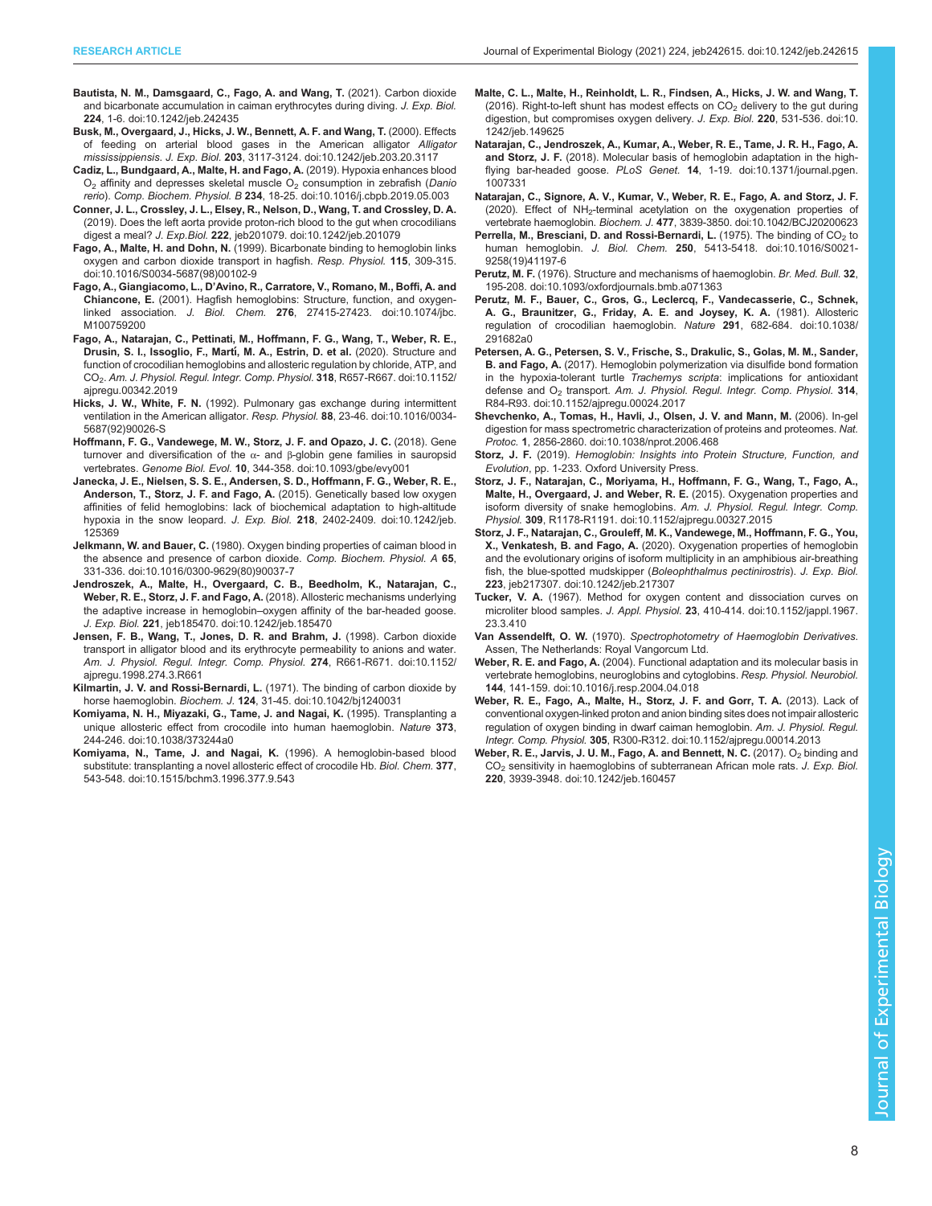**Bautista, N. M., Damsgaard, C., Fago, A. and Wang, T.** (2021). Carbon dioxide and bicarbonate accumulation in caiman erythrocytes during diving. *J. Exp. Biol.* **224**, 1-6. doi:10.1242/jeb.242435

**Busk, M., Overgaard, J., Hicks, J. W., Bennett, A. F. and Wang, T.** (2000). Effects of feeding on arterial blood gases in the American alligator *Alligator mississippiensis*. *J. Exp. Biol.* **203**, 3117-3124. doi:10.1242/jeb.203.20.3117

**Cadiz, L., Bundgaard, A., Malte, H. and Fago, A.** (2019). Hypoxia enhances blood $O_2$ affinity and depresses skeletal muscle $O_2$ consumption in zebrafish (*Danio rerio*). *Comp. Biochem. Physiol. B* **234**, 18-25. doi:10.1016/j.cbpb.2019.05.003

**Conner, J. L., Crossley, J. L., Elsey, R., Nelson, D., Wang, T. and Crossley, D. A.** (2019). Does the left aorta provide proton-rich blood to the gut when crocodilians digest a meal? *J. Exp.Biol.* **222**, jeb201079. doi:10.1242/jeb.201079

**Fago, A., Malte, H. and Dohn, N.** (1999). Bicarbonate binding to hemoglobin links oxygen and carbon dioxide transport in hagfish. *Resp. Physiol.* **115**, 309-315. doi:10.1016/S0034-5687(98)00102-9

**Fago, A., Giangiacomo, L., D'Avino, R., Carratore, V., Romano, M., Boffi, A. and Chiancone, E.** (2001). Hagfish hemoglobins: Structure, function, and oxygen-linked association. *J. Biol. Chem.* **276**, 27415-27423. doi:10.1074/jbc.M100759200

**Fago, A., Natarajan, C., Pettinati, M., Hoffmann, F. G., Wang, T., Weber, R. E., Drusin, S. I., Issoglio, F., Martí, M. A., Estrin, D. et al.** (2020). Structure and function of crocodilian hemoglobins and allosteric regulation by chloride, ATP, and $CO_2$. *Am. J. Physiol. Regul. Integr. Comp. Physiol.* **318**, R657-R667. doi:10.1152/ajpregu.00342.2019

**Hicks, J. W., White, F. N.** (1992). Pulmonary gas exchange during intermittent ventilation in the American alligator. *Resp. Physiol.* **88**, 23-46. doi:10.1016/0034-5687(92)90026-S

**Hoffmann, F. G., Vandewege, M. W., Storz, J. F. and Opazo, J. C.** (2018). Gene turnover and diversification of the α- and β-globin gene families in sauropsid vertebrates. *Genome Biol. Evol.* **10**, 344-358. doi:10.1093/gbe/evy001

**Janecka, J. E., Nielsen, S. S. E., Andersen, S. D., Hoffmann, F. G., Weber, R. E., Anderson, T., Storz, J. F. and Fago, A.** (2015). Genetically based low oxygen affinities of felid hemoglobins: lack of biochemical adaptation to high-altitude hypoxia in the snow leopard. *J. Exp. Biol.* **218**, 2402-2409. doi:10.1242/jeb.125369

**Jelkmann, W. and Bauer, C.** (1980). Oxygen binding properties of caiman blood in the absence and presence of carbon dioxide. *Comp. Biochem. Physiol. A* **65**, 331-336. doi:10.1016/0300-9629(80)90037-7

**Jendroszek, A., Malte, H., Overgaard, C. B., Beedholm, K., Natarajan, C., Weber, R. E., Storz, J. F. and Fago, A.** (2018). Allosteric mechanisms underlying the adaptive increase in hemoglobin–oxygen affinity of the bar-headed goose. *J. Exp. Biol.* **221**, jeb185470. doi:10.1242/jeb.185470

**Jensen, F. B., Wang, T., Jones, D. R. and Brahm, J.** (1998). Carbon dioxide transport in alligator blood and its erythrocyte permeability to anions and water. *Am. J. Physiol. Regul. Integr. Comp. Physiol.* **274**, R661-R671. doi:10.1152/ajpregu.1998.274.3.R661

**Kilmartin, J. V. and Rossi-Bernardi, L.** (1971). The binding of carbon dioxide by horse haemoglobin. *Biochem. J.* **124**, 31-45. doi:10.1042/bj1240031

**Komiyama, N. H., Miyazaki, G., Tame, J. and Nagai, K.** (1995). Transplanting a unique allosteric effect from crocodile into human haemoglobin. *Nature* **373**, 244-246. doi:10.1038/373244a0

**Komiyama, N., Tame, J. and Nagai, K.** (1996). A hemoglobin-based blood substitute: transplanting a novel allosteric effect of crocodile Hb. *Biol. Chem.* **377**, 543-548. doi:10.1515/bchm3.1996.377.9.543

**Malte, C. L., Malte, H., Reinholdt, L. R., Findsen, A., Hicks, J. W. and Wang, T.** (2016). Right-to-left shunt has modest effects on $CO_2$ delivery to the gut during digestion, but compromises oxygen delivery. *J. Exp. Biol.* **220**, 531-536. doi:10.1242/jeb.149625

**Natarajan, C., Jendroszek, A., Kumar, A., Weber, R. E., Tame, J. R. H., Fago, A. and Storz, J. F.** (2018). Molecular basis of hemoglobin adaptation in the high-flying bar-headed goose. *PLoS Genet.* **14**, 1-19. doi:10.1371/journal.pgen.1007331

**Natarajan, C., Signore, A. V., Kumar, V., Weber, R. E., Fago, A. and Storz, J. F.** (2020). Effect of $NH_2$-terminal acetylation on the oxygenation properties of vertebrate haemoglobin. *Biochem. J.* **477**, 3839-3850. doi:10.1042/BCJ20200623

**Perrella, M., Bresciani, D. and Rossi-Bernardi, L.** (1975). The binding of $CO_2$ to human hemoglobin. *J. Biol. Chem.* **250**, 5413-5418. doi:10.1016/S0021-9258(19)41197-6

**Perutz, M. F.** (1976). Structure and mechanisms of haemoglobin. *Br. Med. Bull.* **32**, 195-208. doi:10.1093/oxfordjournals.bmb.a071363

**Perutz, M. F., Bauer, C., Gros, G., Leclercq, F., Vandecasserie, C., Schnek, A. G., Braunitzer, G., Friday, A. E. and Joysey, K. A.** (1981). Allosteric regulation of crocodilian haemoglobin. *Nature* **291**, 682-684. doi:10.1038/291682a0

**Petersen, A. G., Petersen, S. V., Frische, S., Drakulic, S., Golas, M. M., Sander, B. and Fago, A.** (2017). Hemoglobin polymerization via disulfide bond formation in the hypoxia-tolerant turtle *Trachemys scripta*: implications for antioxidant defense and $O_2$ transport. *Am. J. Physiol. Regul. Integr. Comp. Physiol.* **314**, R84-R93. doi:10.1152/ajpregu.00024.2017

**Shevchenko, A., Tomas, H., Havli, J., Olsen, J. V. and Mann, M.** (2006). In-gel digestion for mass spectrometric characterization of proteins and proteomes. *Nat. Protoc.* **1**, 2856-2860. doi:10.1038/nprot.2006.468

**Storz, J. F.** (2019). *Hemoglobin: Insights into Protein Structure, Function, and Evolution*, pp. 1-233. Oxford University Press.

**Storz, J. F., Natarajan, C., Moriyama, H., Hoffmann, F. G., Wang, T., Fago, A., Malte, H., Overgaard, J. and Weber, R. E.** (2015). Oxygenation properties and isoform diversity of snake hemoglobins. *Am. J. Physiol. Regul. Integr. Comp. Physiol.* **309**, R1178-R1191. doi:10.1152/ajpregu.00327.2015

**Storz, J. F., Natarajan, C., Grouleff, M. K., Vandewege, M., Hoffmann, F. G., You, X., Venkatesh, B. and Fago, A.** (2020). Oxygenation properties of hemoglobin and the evolutionary origins of isoform multiplicity in an amphibious air-breathing fish, the blue-spotted mudskipper (*Boleophthalmus pectinirostris*). *J. Exp. Biol.* **223**, jeb217307. doi:10.1242/jeb.217307

**Tucker, V. A.** (1967). Method for oxygen content and dissociation curves on microliter blood samples. *J. Appl. Physiol.* **23**, 410-414. doi:10.1152/jappl.1967.23.3.410

**Van Assendelft, O. W.** (1970). *Spectrophotometry of Haemoglobin Derivatives*. Assen, The Netherlands: Royal Vangorcum Ltd.

**Weber, R. E. and Fago, A.** (2004). Functional adaptation and its molecular basis in vertebrate hemoglobins, neuroglobins and cytoglobins. *Resp. Physiol. Neurobiol.* **144**, 141-159. doi:10.1016/j.resp.2004.04.018

**Weber, R. E., Fago, A., Malte, H., Storz, J. F. and Gorr, T. A.** (2013). Lack of conventional oxygen-linked proton and anion binding sites does not impair allosteric regulation of oxygen binding in dwarf caiman hemoglobin. *Am. J. Physiol. Regul. Integr. Comp. Physiol.* **305**, R300-R312. doi:10.1152/ajpregu.00014.2013

**Weber, R. E., Jarvis, J. U. M., Fago, A. and Bennett, N. C.** (2017). $O_2$ binding and $CO_2$ sensitivity in haemoglobins of subterranean African mole rats. *J. Exp. Biol.* **220**, 3939-3948. doi:10.1242/jeb.160457